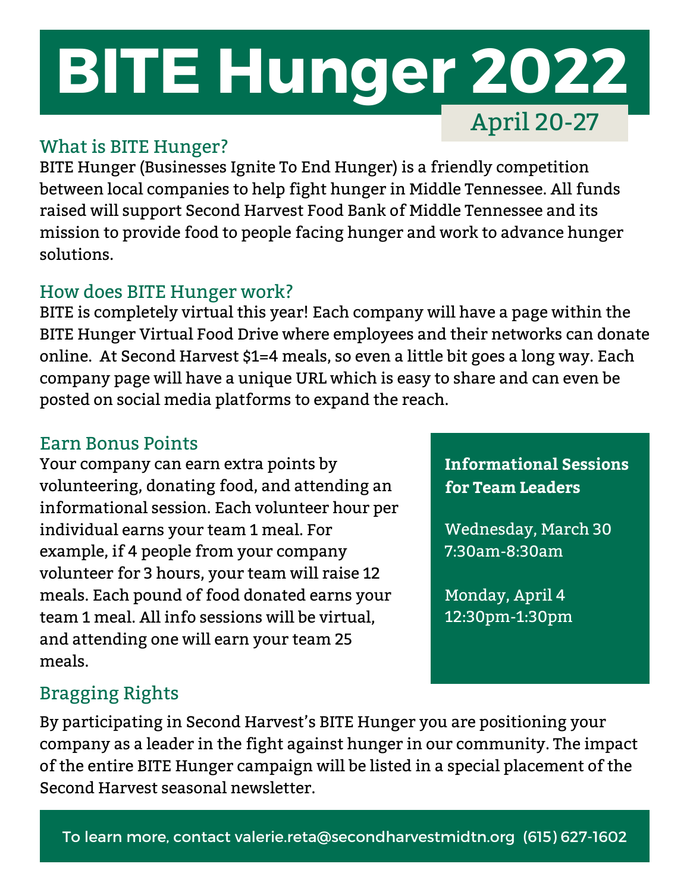# BITE Hunger 2022

April 20-27

## What is BITE Hunger?

BITE Hunger (Businesses Ignite To End Hunger) is a friendly competition between local companies to help fight hunger in Middle Tennessee. All funds raised will support Second Harvest Food Bank of Middle Tennessee and its mission to provide food to people facing hunger and work to advance hunger solutions.

## How does BITE Hunger work?

BITE is completely virtual this year! Each company will have a page within the BITE Hunger Virtual Food Drive where employees and their networks can donate online. At Second Harvest $1=4 meals, so even a little bit goes a long way. Each company page will have a unique URL which is easy to share and can even be posted on social media platforms to expand the reach.

## Earn Bonus Points

Your company can earn extra points by volunteering, donating food, and attending an informational session. Each volunteer hour per individual earns your team 1 meal. For example, if 4 people from your company volunteer for 3 hours, your team will raise 12 meals. Each pound of food donated earns your team 1 meal. All info sessions will be virtual, and attending one will earn your team 25 meals.

**Informational Sessions for Team Leaders**

Wednesday, March 30
7:30am-8:30am

Monday, April 4
12:30pm-1:30pm

## Bragging Rights

By participating in Second Harvest's BITE Hunger you are positioning your company as a leader in the fight against hunger in our community. The impact of the entire BITE Hunger campaign will be listed in a special placement of the Second Harvest seasonal newsletter.

To learn more, contact valerie.reta@secondharvestmidtn.org (615) 627-1602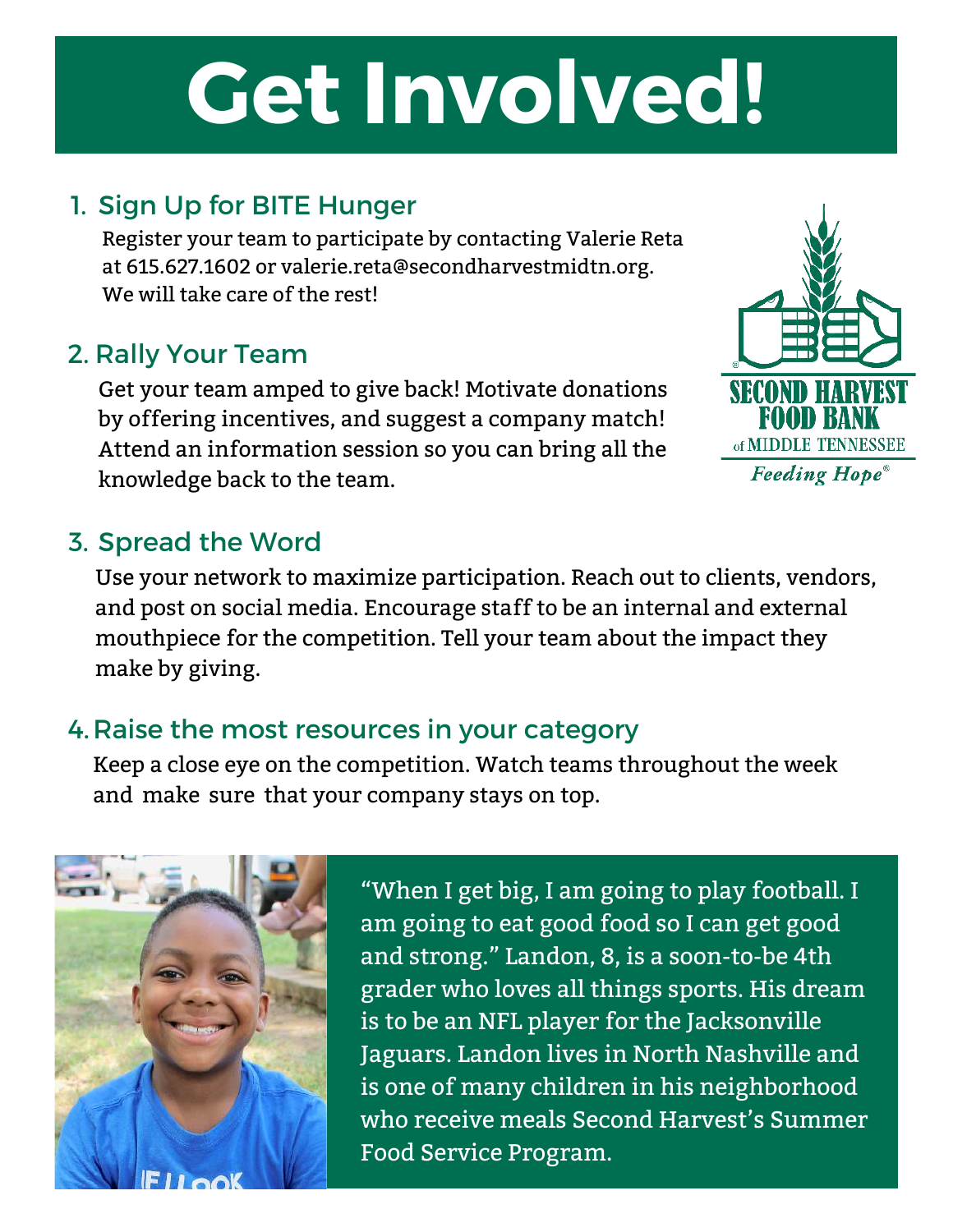# Get Involved!

## 1. Sign Up for BITE Hunger

Register your team to participate by contacting Valerie Reta at 615.627.1602 or valerie.reta@secondharvestmidtn.org. We will take care of the rest!

## 2. Rally Your Team

Get your team amped to give back! Motivate donations by offering incentives, and suggest a company match! Attend an information session so you can bring all the knowledge back to the team.

SECOND HARVEST FOOD BANK of MIDDLE TENNESSEE

*Feeding Hope®*

## 3. Spread the Word

Use your network to maximize participation. Reach out to clients, vendors, and post on social media. Encourage staff to be an internal and external mouthpiece for the competition. Tell your team about the impact they make by giving.

## 4. Raise the most resources in your category

Keep a close eye on the competition. Watch teams throughout the week and make sure that your company stays on top.

"When I get big, I am going to play football. I am going to eat good food so I can get good and strong." Landon, 8, is a soon-to-be 4th grader who loves all things sports. His dream is to be an NFL player for the Jacksonville Jaguars. Landon lives in North Nashville and is one of many children in his neighborhood who receive meals Second Harvest's Summer Food Service Program.